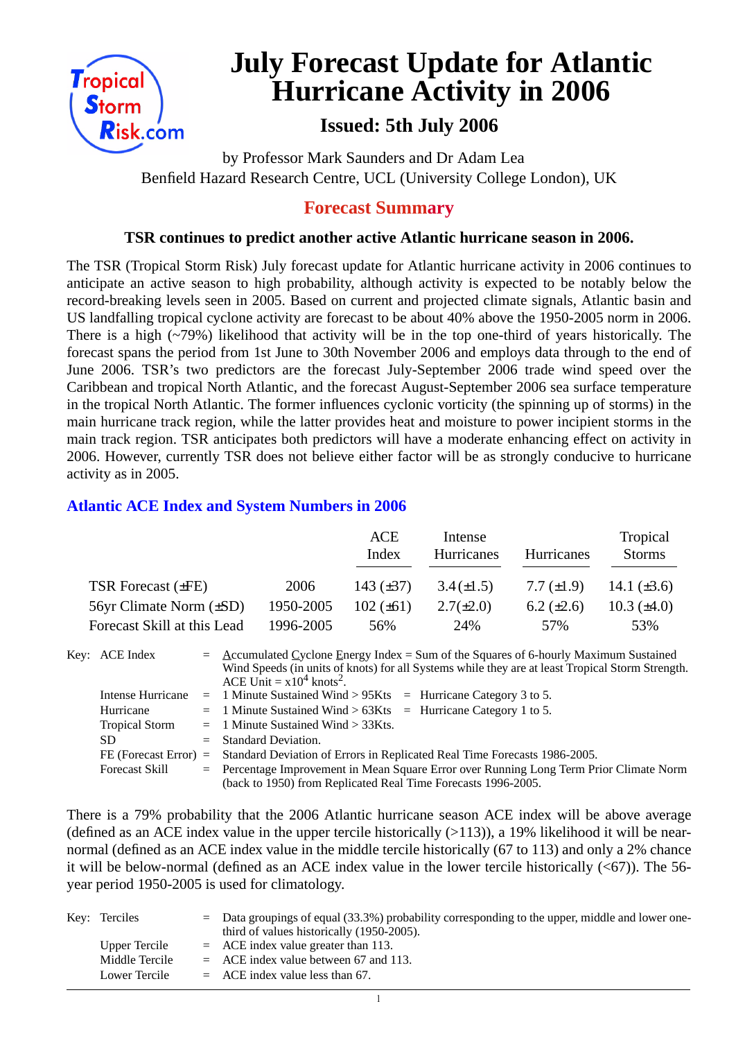# July Forecast Update for Atlantic Hurricane Activity in 2006

## Issued: 5th July 2006

by Professor Mark Saunders and Dr Adam Lea
Benfield Hazard Research Centre, UCL (University College London), UK

## Forecast Summary

**TSR continues to predict another active Atlantic hurricane season in 2006.**

The TSR (Tropical Storm Risk) July forecast update for Atlantic hurricane activity in 2006 continues to anticipate an active season to high probability, although activity is expected to be notably below the record-breaking levels seen in 2005. Based on current and projected climate signals, Atlantic basin and US landfalling tropical cyclone activity are forecast to be about 40% above the 1950-2005 norm in 2006. There is a high (~79%) likelihood that activity will be in the top one-third of years historically. The forecast spans the period from 1st June to 30th November 2006 and employs data through to the end of June 2006. TSR's two predictors are the forecast July-September 2006 trade wind speed over the Caribbean and tropical North Atlantic, and the forecast August-September 2006 sea surface temperature in the tropical North Atlantic. The former influences cyclonic vorticity (the spinning up of storms) in the main hurricane track region, while the latter provides heat and moisture to power incipient storms in the main track region. TSR anticipates both predictors will have a moderate enhancing effect on activity in 2006. However, currently TSR does not believe either factor will be as strongly conducive to hurricane activity as in 2005.

### Atlantic ACE Index and System Numbers in 2006

| | | ACE Index | Intense Hurricanes | Hurricanes | Tropical Storms |
|---|---|---|---|---|---|
| TSR Forecast (±FE) | 2006 | 143 (±37) | 3.4 (±1.5) | 7.7 (±1.9) | 14.1 (±3.6) |
| 56yr Climate Norm (±SD) | 1950-2005 | 102 (±61) | 2.7(±2.0) | 6.2 (±2.6) | 10.3 (±4.0) |
| Forecast Skill at this Lead | 1996-2005 | 56% | 24% | 57% | 53% |

Key:

- ACE Index = Accumulated Cyclone Energy Index = Sum of the Squares of 6-hourly Maximum Sustained Wind Speeds (in units of knots) for all Systems while they are at least Tropical Storm Strength. ACE Unit = $x10^4$ knots$^2$.
- Intense Hurricane = 1 Minute Sustained Wind > 95Kts = Hurricane Category 3 to 5.
- Hurricane = 1 Minute Sustained Wind > 63Kts = Hurricane Category 1 to 5.
- Tropical Storm = 1 Minute Sustained Wind > 33Kts.
- SD = Standard Deviation.
- FE (Forecast Error) = Standard Deviation of Errors in Replicated Real Time Forecasts 1986-2005.
- Forecast Skill = Percentage Improvement in Mean Square Error over Running Long Term Prior Climate Norm (back to 1950) from Replicated Real Time Forecasts 1996-2005.

There is a 79% probability that the 2006 Atlantic hurricane season ACE index will be above average (defined as an ACE index value in the upper tercile historically (>113)), a 19% likelihood it will be near-normal (defined as an ACE index value in the middle tercile historically (67 to 113) and only a 2% chance it will be below-normal (defined as an ACE index value in the lower tercile historically (<67)). The 56-year period 1950-2005 is used for climatology.

Key:

- Terciles = Data groupings of equal (33.3%) probability corresponding to the upper, middle and lower one-third of values historically (1950-2005).
- Upper Tercile = ACE index value greater than 113.
- Middle Tercile = ACE index value between 67 and 113.
- Lower Tercile = ACE index value less than 67.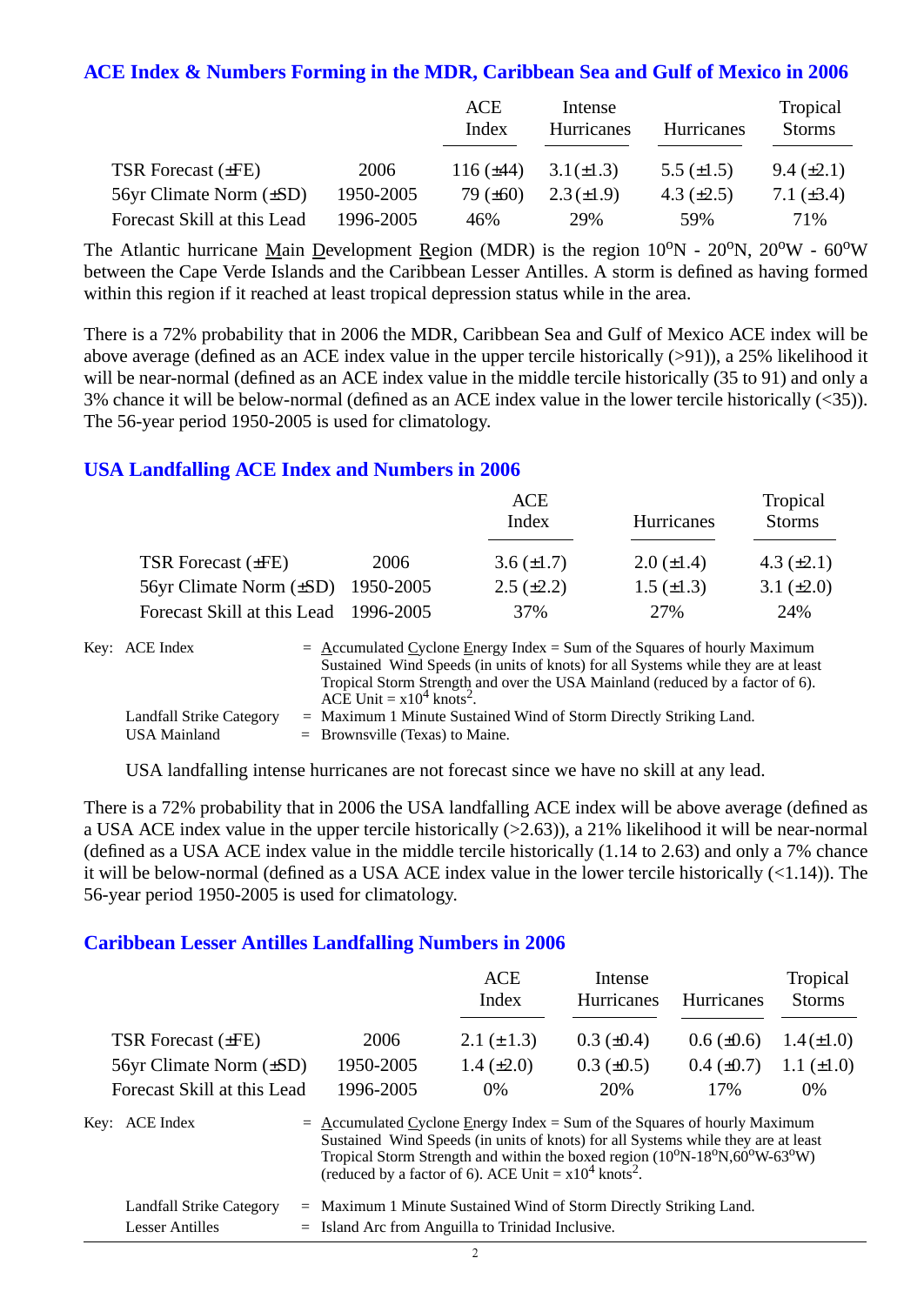## ACE Index & Numbers Forming in the MDR, Caribbean Sea and Gulf of Mexico in 2006

| | | ACE Index | Intense Hurricanes | Hurricanes | Tropical Storms |
|---|---|---|---|---|---|
| TSR Forecast (±FE) | 2006 | 116 (±44) | 3.1(±1.3) | 5.5 (±1.5) | 9.4 (±2.1) |
| 56yr Climate Norm (±SD) | 1950-2005 | 79 (±60) | 2.3(±1.9) | 4.3 (±2.5) | 7.1 (±3.4) |
| Forecast Skill at this Lead | 1996-2005 | 46% | 29% | 59% | 71% |

The Atlantic hurricane Main Development Region (MDR) is the region 10°N - 20°N, 20°W - 60°W between the Cape Verde Islands and the Caribbean Lesser Antilles. A storm is defined as having formed within this region if it reached at least tropical depression status while in the area.

There is a 72% probability that in 2006 the MDR, Caribbean Sea and Gulf of Mexico ACE index will be above average (defined as an ACE index value in the upper tercile historically (>91)), a 25% likelihood it will be near-normal (defined as an ACE index value in the middle tercile historically (35 to 91) and only a 3% chance it will be below-normal (defined as an ACE index value in the lower tercile historically (<35)). The 56-year period 1950-2005 is used for climatology.

## USA Landfalling ACE Index and Numbers in 2006

| | | ACE Index | Hurricanes | Tropical Storms |
|---|---|---|---|---|
| TSR Forecast (±FE) | 2006 | 3.6 (±1.7) | 2.0 (±1.4) | 4.3 (±2.1) |
| 56yr Climate Norm (±SD) | 1950-2005 | 2.5 (±2.2) | 1.5 (±1.3) | 3.1 (±2.0) |
| Forecast Skill at this Lead | 1996-2005 | 37% | 27% | 24% |

Key: ACE Index = Accumulated Cyclone Energy Index = Sum of the Squares of hourly Maximum Sustained Wind Speeds (in units of knots) for all Systems while they are at least Tropical Storm Strength and over the USA Mainland (reduced by a factor of 6). ACE Unit = $x10^4$ knots$^2$.

Landfall Strike Category = Maximum 1 Minute Sustained Wind of Storm Directly Striking Land.

USA Mainland = Brownsville (Texas) to Maine.

USA landfalling intense hurricanes are not forecast since we have no skill at any lead.

There is a 72% probability that in 2006 the USA landfalling ACE index will be above average (defined as a USA ACE index value in the upper tercile historically (>2.63)), a 21% likelihood it will be near-normal (defined as a USA ACE index value in the middle tercile historically (1.14 to 2.63) and only a 7% chance it will be below-normal (defined as a USA ACE index value in the lower tercile historically (<1.14)). The 56-year period 1950-2005 is used for climatology.

## Caribbean Lesser Antilles Landfalling Numbers in 2006

| | | ACE Index | Intense Hurricanes | Hurricanes | Tropical Storms |
|---|---|---|---|---|---|
| TSR Forecast (±FE) | 2006 | 2.1 (±1.3) | 0.3 (±0.4) | 0.6 (±0.6) | 1.4(±1.0) |
| 56yr Climate Norm (±SD) | 1950-2005 | 1.4 (±2.0) | 0.3 (±0.5) | 0.4 (±0.7) | 1.1 (±1.0) |
| Forecast Skill at this Lead | 1996-2005 | 0% | 20% | 17% | 0% |

Key: ACE Index = Accumulated Cyclone Energy Index = Sum of the Squares of hourly Maximum Sustained Wind Speeds (in units of knots) for all Systems while they are at least Tropical Storm Strength and within the boxed region (10°N-18°N,60°W-63°W) (reduced by a factor of 6). ACE Unit = $x10^4$ knots$^2$.

Landfall Strike Category = Maximum 1 Minute Sustained Wind of Storm Directly Striking Land.

Lesser Antilles = Island Arc from Anguilla to Trinidad Inclusive.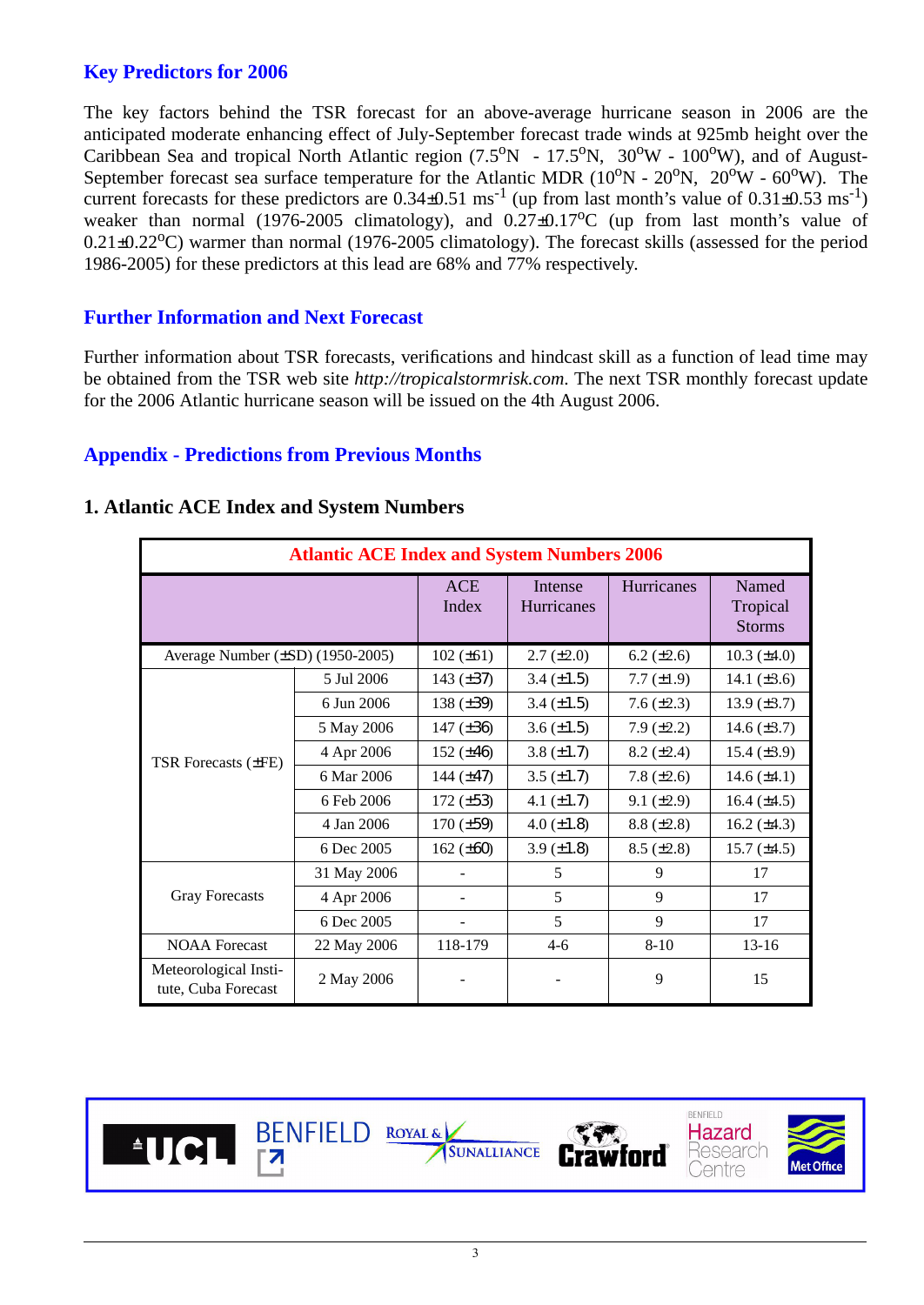## Key Predictors for 2006

The key factors behind the TSR forecast for an above-average hurricane season in 2006 are the anticipated moderate enhancing effect of July-September forecast trade winds at 925mb height over the Caribbean Sea and tropical North Atlantic region (7.5$^o$N - 17.5$^o$N, 30$^o$W - 100$^o$W), and of August-September forecast sea surface temperature for the Atlantic MDR (10$^o$N - 20$^o$N, 20$^o$W - 60$^o$W). The current forecasts for these predictors are 0.34±0.51 ms$^{-1}$ (up from last month's value of 0.31±0.53 ms$^{-1}$) weaker than normal (1976-2005 climatology), and 0.27±0.17$^o$C (up from last month's value of 0.21±0.22$^o$C) warmer than normal (1976-2005 climatology). The forecast skills (assessed for the period 1986-2005) for these predictors at this lead are 68% and 77% respectively.

## Further Information and Next Forecast

Further information about TSR forecasts, verifications and hindcast skill as a function of lead time may be obtained from the TSR web site *http://tropicalstormrisk.com*. The next TSR monthly forecast update for the 2006 Atlantic hurricane season will be issued on the 4th August 2006.

## Appendix - Predictions from Previous Months

### 1. Atlantic ACE Index and System Numbers

| Atlantic ACE Index and System Numbers 2006 | | | | | |
|---|---|---|---|---|---|
| | | ACE Index | Intense Hurricanes | Hurricanes | Named Tropical Storms |
| Average Number (±SD) (1950-2005) | | 102 (±61) | 2.7 (±2.0) | 6.2 (±2.6) | 10.3 (±4.0) |
| TSR Forecasts (±FE) | 5 Jul 2006 | 143 (±37) | 3.4 (±1.5) | 7.7 (±1.9) | 14.1 (±3.6) |
| | 6 Jun 2006 | 138 (±39) | 3.4 (±1.5) | 7.6 (±2.3) | 13.9 (±3.7) |
| | 5 May 2006 | 147 (±36) | 3.6 (±1.5) | 7.9 (±2.2) | 14.6 (±3.7) |
| | 4 Apr 2006 | 152 (±46) | 3.8 (±1.7) | 8.2 (±2.4) | 15.4 (±3.9) |
| | 6 Mar 2006 | 144 (±47) | 3.5 (±1.7) | 7.8 (±2.6) | 14.6 (±4.1) |
| | 6 Feb 2006 | 172 (±53) | 4.1 (±1.7) | 9.1 (±2.9) | 16.4 (±4.5) |
| | 4 Jan 2006 | 170 (±59) | 4.0 (±1.8) | 8.8 (±2.8) | 16.2 (±4.3) |
| | 6 Dec 2005 | 162 (±60) | 3.9 (±1.8) | 8.5 (±2.8) | 15.7 (±4.5) |
| Gray Forecasts | 31 May 2006 | - | 5 | 9 | 17 |
| | 4 Apr 2006 | - | 5 | 9 | 17 |
| | 6 Dec 2005 | - | 5 | 9 | 17 |
| NOAA Forecast | 22 May 2006 | 118-179 | 4-6 | 8-10 | 13-16 |
| Meteorological Institute, Cuba Forecast | 2 May 2006 | - | - | 9 | 15 |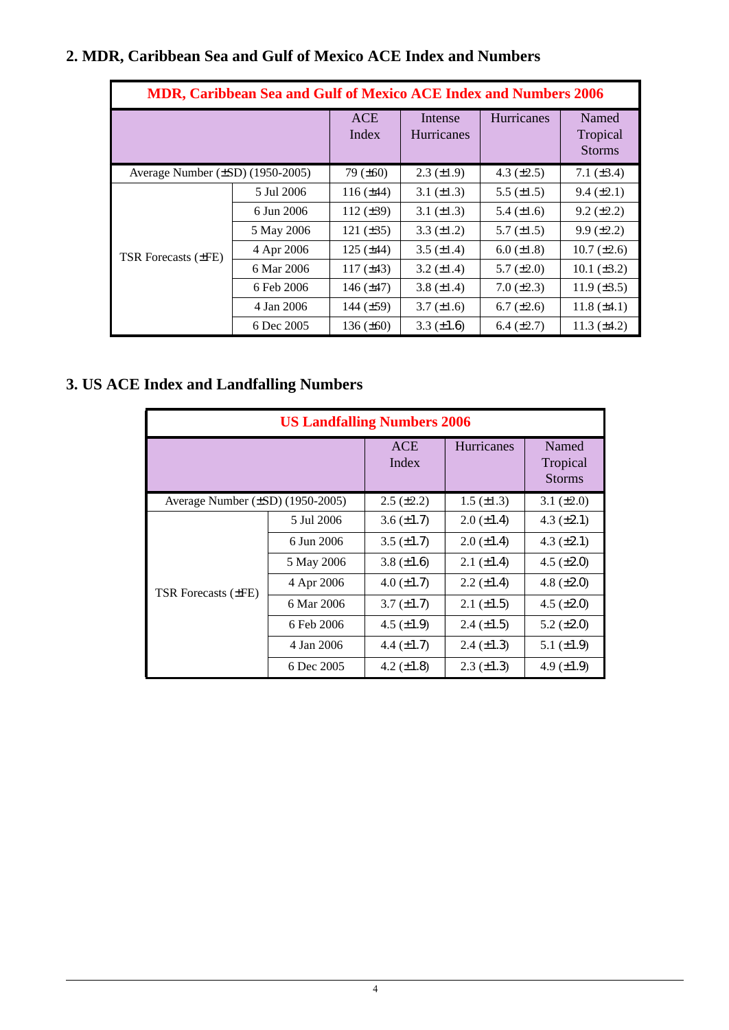## 2. MDR, Caribbean Sea and Gulf of Mexico ACE Index and Numbers

| MDR, Caribbean Sea and Gulf of Mexico ACE Index and Numbers 2006 | | | | | |
|---|---|---|---|---|---|
| | | ACE Index | Intense Hurricanes | Hurricanes | Named Tropical Storms |
| Average Number (±SD) (1950-2005) | | 79 (±60) | 2.3 (±1.9) | 4.3 (±2.5) | 7.1 (±3.4) |
| TSR Forecasts (±FE) | 5 Jul 2006 | 116 (±44) | 3.1 (±1.3) | 5.5 (±1.5) | 9.4 (±2.1) |
| | 6 Jun 2006 | 112 (±39) | 3.1 (±1.3) | 5.4 (±1.6) | 9.2 (±2.2) |
| | 5 May 2006 | 121 (±35) | 3.3 (±1.2) | 5.7 (±1.5) | 9.9 (±2.2) |
| | 4 Apr 2006 | 125 (±44) | 3.5 (±1.4) | 6.0 (±1.8) | 10.7 (±2.6) |
| | 6 Mar 2006 | 117 (±43) | 3.2 (±1.4) | 5.7 (±2.0) | 10.1 (±3.2) |
| | 6 Feb 2006 | 146 (±47) | 3.8 (±1.4) | 7.0 (±2.3) | 11.9 (±3.5) |
| | 4 Jan 2006 | 144 (±59) | 3.7 (±1.6) | 6.7 (±2.6) | 11.8 (±4.1) |
| | 6 Dec 2005 | 136 (±60) | 3.3 (±1.6) | 6.4 (±2.7) | 11.3 (±4.2) |

## 3. US ACE Index and Landfalling Numbers

| US Landfalling Numbers 2006 | | | | |
|---|---|---|---|---|
| | | ACE Index | Hurricanes | Named Tropical Storms |
| Average Number (±SD) (1950-2005) | | 2.5 (±2.2) | 1.5 (±1.3) | 3.1 (±2.0) |
| TSR Forecasts (±FE) | 5 Jul 2006 | 3.6 (±1.7) | 2.0 (±1.4) | 4.3 (±2.1) |
| | 6 Jun 2006 | 3.5 (±1.7) | 2.0 (±1.4) | 4.3 (±2.1) |
| | 5 May 2006 | 3.8 (±1.6) | 2.1 (±1.4) | 4.5 (±2.0) |
| | 4 Apr 2006 | 4.0 (±1.7) | 2.2 (±1.4) | 4.8 (±2.0) |
| | 6 Mar 2006 | 3.7 (±1.7) | 2.1 (±1.5) | 4.5 (±2.0) |
| | 6 Feb 2006 | 4.5 (±1.9) | 2.4 (±1.5) | 5.2 (±2.0) |
| | 4 Jan 2006 | 4.4 (±1.7) | 2.4 (±1.3) | 5.1 (±1.9) |
| | 6 Dec 2005 | 4.2 (±1.8) | 2.3 (±1.3) | 4.9 (±1.9) |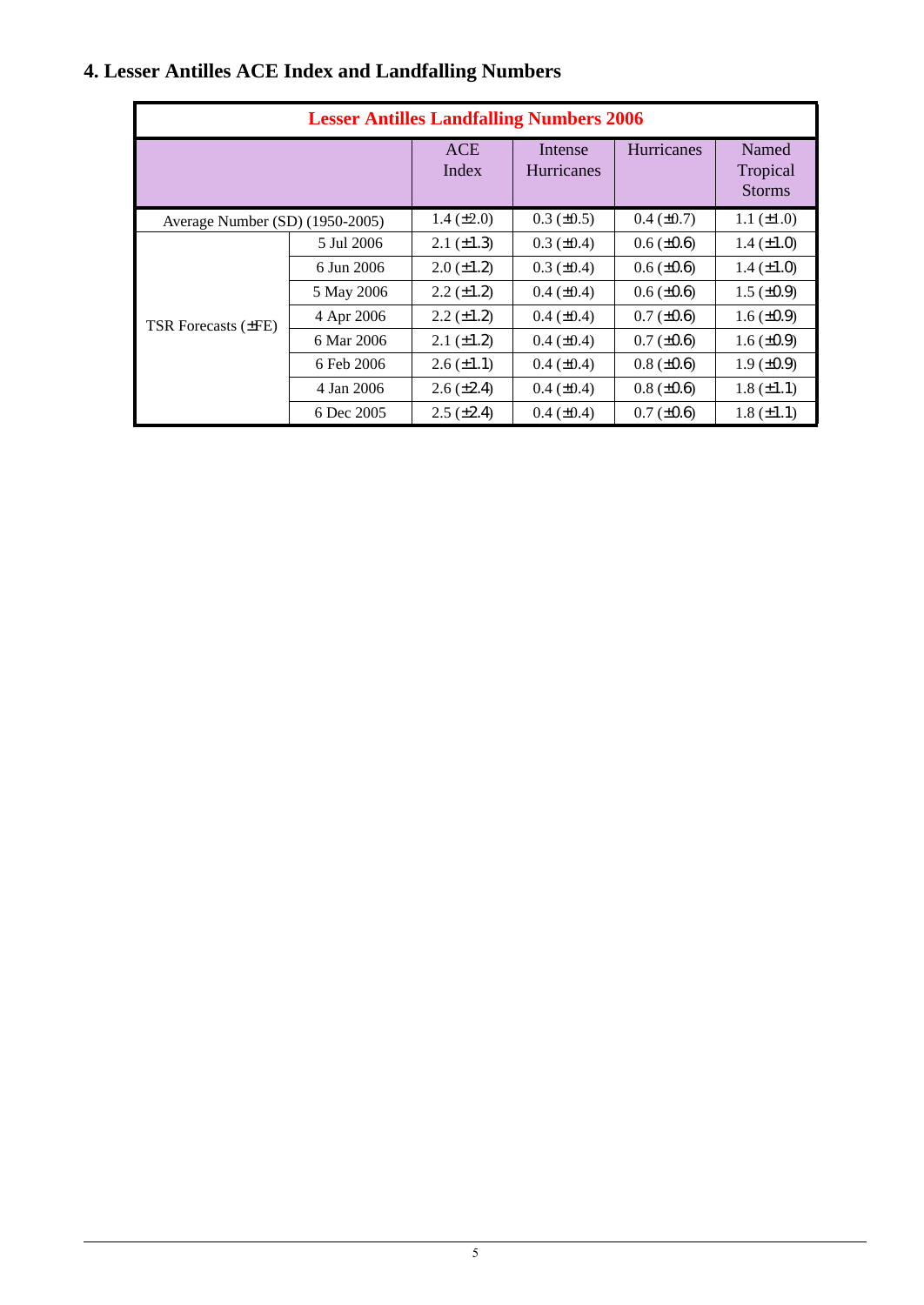## 4. Lesser Antilles ACE Index and Landfalling Numbers

| Lesser Antilles Landfalling Numbers 2006 | | | | | |
|---|---|---|---|---|---|
| | | ACE Index | Intense Hurricanes | Hurricanes | Named Tropical Storms |
| Average Number (SD) (1950-2005) | | 1.4 (±2.0) | 0.3 (±0.5) | 0.4 (±0.7) | 1.1 (±1.0) |
| TSR Forecasts (±FE) | 5 Jul 2006 | 2.1 (±1.3) | 0.3 (±0.4) | 0.6 (±0.6) | 1.4 (±1.0) |
| | 6 Jun 2006 | 2.0 (±1.2) | 0.3 (±0.4) | 0.6 (±0.6) | 1.4 (±1.0) |
| | 5 May 2006 | 2.2 (±1.2) | 0.4 (±0.4) | 0.6 (±0.6) | 1.5 (±0.9) |
| | 4 Apr 2006 | 2.2 (±1.2) | 0.4 (±0.4) | 0.7 (±0.6) | 1.6 (±0.9) |
| | 6 Mar 2006 | 2.1 (±1.2) | 0.4 (±0.4) | 0.7 (±0.6) | 1.6 (±0.9) |
| | 6 Feb 2006 | 2.6 (±1.1) | 0.4 (±0.4) | 0.8 (±0.6) | 1.9 (±0.9) |
| | 4 Jan 2006 | 2.6 (±2.4) | 0.4 (±0.4) | 0.8 (±0.6) | 1.8 (±1.1) |
| | 6 Dec 2005 | 2.5 (±2.4) | 0.4 (±0.4) | 0.7 (±0.6) | 1.8 (±1.1) |